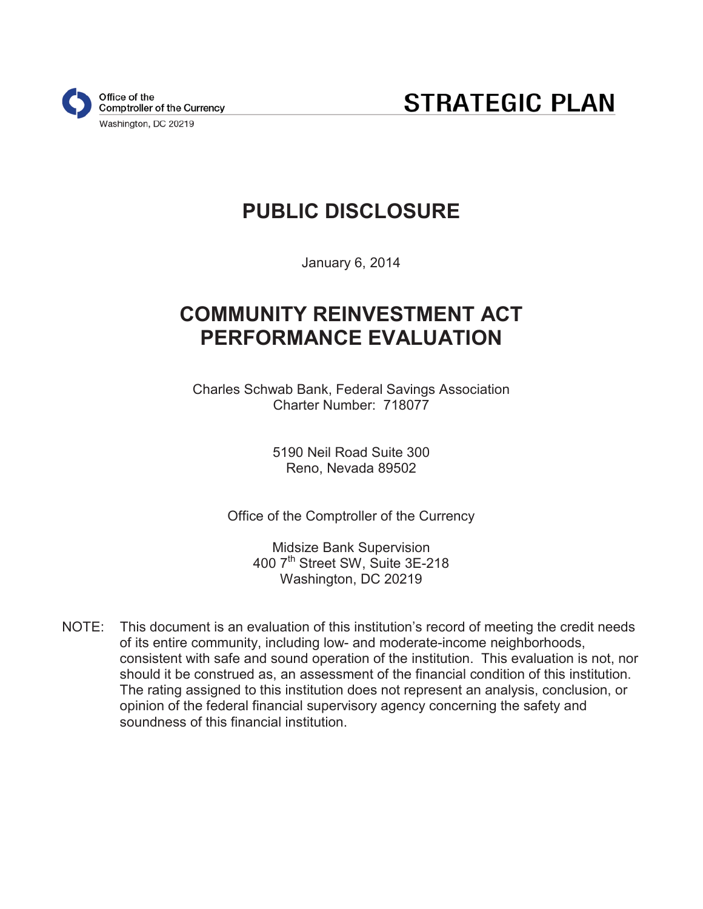Office of the Comptroller of the Currency
Washington, DC 20219

# STRATEGIC PLAN

## PUBLIC DISCLOSURE

January 6, 2014

## COMMUNITY REINVESTMENT ACT PERFORMANCE EVALUATION

Charles Schwab Bank, Federal Savings Association
Charter Number: 718077

5190 Neil Road Suite 300
Reno, Nevada 89502

Office of the Comptroller of the Currency

Midsize Bank Supervision
400 7th Street SW, Suite 3E-218
Washington, DC 20219

NOTE: This document is an evaluation of this institution's record of meeting the credit needs of its entire community, including low- and moderate-income neighborhoods, consistent with safe and sound operation of the institution. This evaluation is not, nor should it be construed as, an assessment of the financial condition of this institution. The rating assigned to this institution does not represent an analysis, conclusion, or opinion of the federal financial supervisory agency concerning the safety and soundness of this financial institution.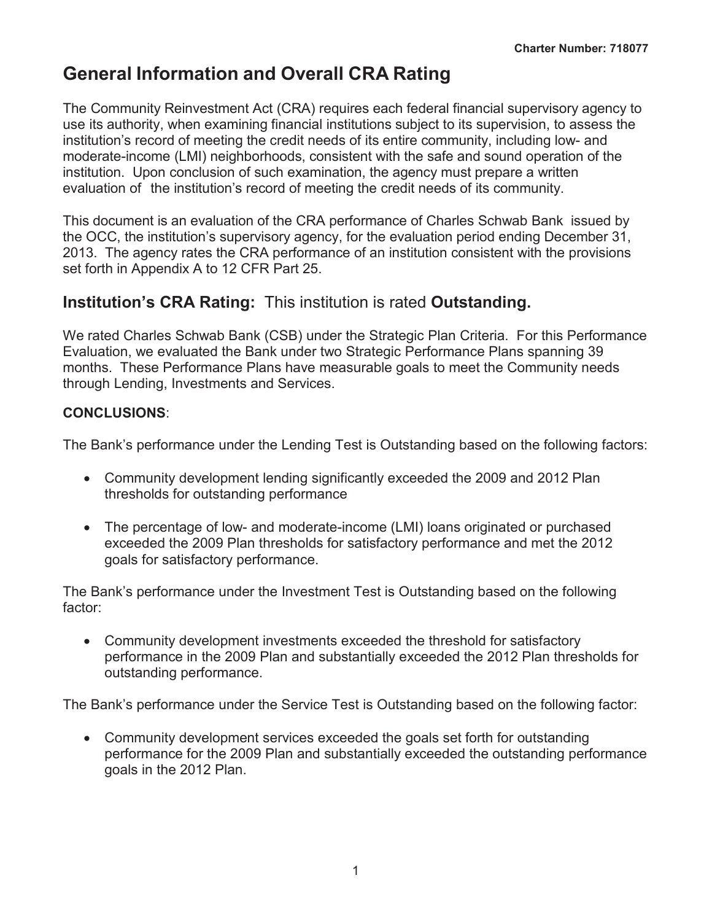# General Information and Overall CRA Rating

The Community Reinvestment Act (CRA) requires each federal financial supervisory agency to use its authority, when examining financial institutions subject to its supervision, to assess the institution's record of meeting the credit needs of its entire community, including low- and moderate-income (LMI) neighborhoods, consistent with the safe and sound operation of the institution. Upon conclusion of such examination, the agency must prepare a written evaluation of the institution's record of meeting the credit needs of its community.

This document is an evaluation of the CRA performance of Charles Schwab Bank issued by the OCC, the institution's supervisory agency, for the evaluation period ending December 31, 2013. The agency rates the CRA performance of an institution consistent with the provisions set forth in Appendix A to 12 CFR Part 25.

## Institution's CRA Rating: This institution is rated **Outstanding.**

We rated Charles Schwab Bank (CSB) under the Strategic Plan Criteria. For this Performance Evaluation, we evaluated the Bank under two Strategic Performance Plans spanning 39 months. These Performance Plans have measurable goals to meet the Community needs through Lending, Investments and Services.

**CONCLUSIONS**:

The Bank's performance under the Lending Test is Outstanding based on the following factors:

- Community development lending significantly exceeded the 2009 and 2012 Plan thresholds for outstanding performance
- The percentage of low- and moderate-income (LMI) loans originated or purchased exceeded the 2009 Plan thresholds for satisfactory performance and met the 2012 goals for satisfactory performance.

The Bank's performance under the Investment Test is Outstanding based on the following factor:

- Community development investments exceeded the threshold for satisfactory performance in the 2009 Plan and substantially exceeded the 2012 Plan thresholds for outstanding performance.

The Bank's performance under the Service Test is Outstanding based on the following factor:

- Community development services exceeded the goals set forth for outstanding performance for the 2009 Plan and substantially exceeded the outstanding performance goals in the 2012 Plan.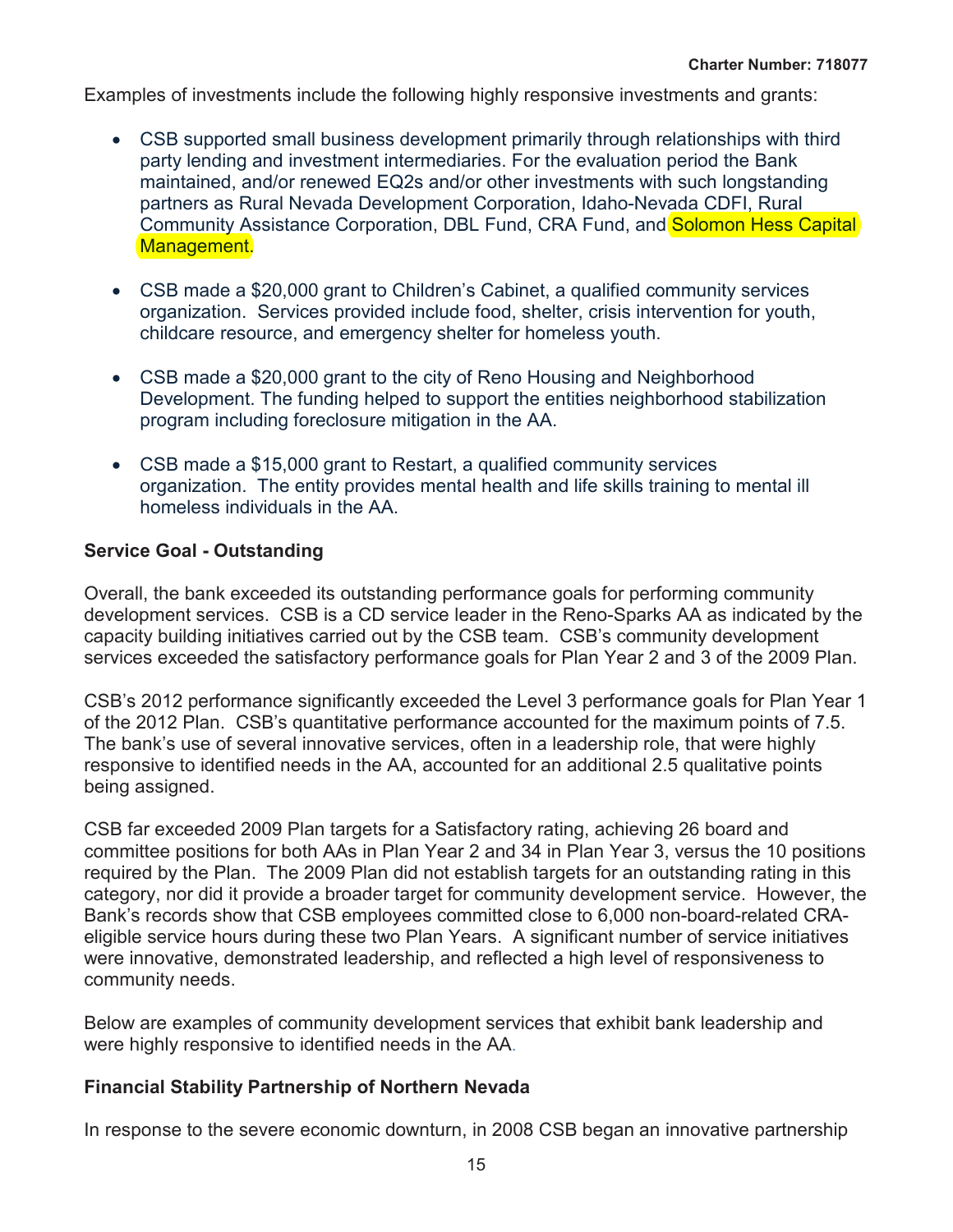Examples of investments include the following highly responsive investments and grants:

- CSB supported small business development primarily through relationships with third party lending and investment intermediaries. For the evaluation period the Bank maintained, and/or renewed EQ2s and/or other investments with such longstanding partners as Rural Nevada Development Corporation, Idaho-Nevada CDFI, Rural Community Assistance Corporation, DBL Fund, CRA Fund, and Solomon Hess Capital Management.

- CSB made a $20,000 grant to Children's Cabinet, a qualified community services organization. Services provided include food, shelter, crisis intervention for youth, childcare resource, and emergency shelter for homeless youth.

- CSB made a $20,000 grant to the city of Reno Housing and Neighborhood Development. The funding helped to support the entities neighborhood stabilization program including foreclosure mitigation in the AA.

- CSB made a $15,000 grant to Restart, a qualified community services organization. The entity provides mental health and life skills training to mental ill homeless individuals in the AA.

**Service Goal - Outstanding**

Overall, the bank exceeded its outstanding performance goals for performing community development services. CSB is a CD service leader in the Reno-Sparks AA as indicated by the capacity building initiatives carried out by the CSB team. CSB's community development services exceeded the satisfactory performance goals for Plan Year 2 and 3 of the 2009 Plan.

CSB's 2012 performance significantly exceeded the Level 3 performance goals for Plan Year 1 of the 2012 Plan. CSB's quantitative performance accounted for the maximum points of 7.5. The bank's use of several innovative services, often in a leadership role, that were highly responsive to identified needs in the AA, accounted for an additional 2.5 qualitative points being assigned.

CSB far exceeded 2009 Plan targets for a Satisfactory rating, achieving 26 board and committee positions for both AAs in Plan Year 2 and 34 in Plan Year 3, versus the 10 positions required by the Plan. The 2009 Plan did not establish targets for an outstanding rating in this category, nor did it provide a broader target for community development service. However, the Bank's records show that CSB employees committed close to 6,000 non-board-related CRA-eligible service hours during these two Plan Years. A significant number of service initiatives were innovative, demonstrated leadership, and reflected a high level of responsiveness to community needs.

Below are examples of community development services that exhibit bank leadership and were highly responsive to identified needs in the AA.

**Financial Stability Partnership of Northern Nevada**

In response to the severe economic downturn, in 2008 CSB began an innovative partnership